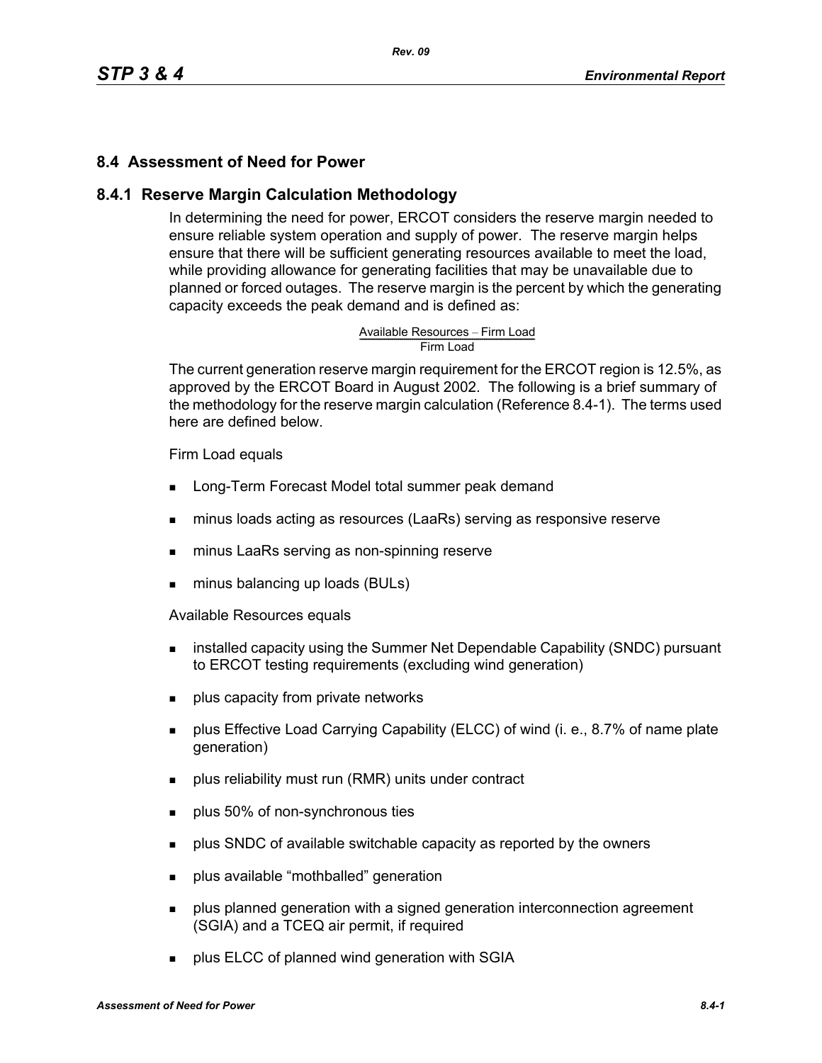## 8.4 Assessment of Need for Power

### 8.4.1 Reserve Margin Calculation Methodology

In determining the need for power, ERCOT considers the reserve margin needed to ensure reliable system operation and supply of power. The reserve margin helps ensure that there will be sufficient generating resources available to meet the load, while providing allowance for generating facilities that may be unavailable due to planned or forced outages. The reserve margin is the percent by which the generating capacity exceeds the peak demand and is defined as:

$$\frac{\text{Available Resources} - \text{Firm Load}}{\text{Firm Load}}$$

The current generation reserve margin requirement for the ERCOT region is 12.5%, as approved by the ERCOT Board in August 2002. The following is a brief summary of the methodology for the reserve margin calculation (Reference 8.4-1). The terms used here are defined below.

Firm Load equals

- Long-Term Forecast Model total summer peak demand
- minus loads acting as resources (LaaRs) serving as responsive reserve
- minus LaaRs serving as non-spinning reserve
- minus balancing up loads (BULs)

Available Resources equals

- installed capacity using the Summer Net Dependable Capability (SNDC) pursuant to ERCOT testing requirements (excluding wind generation)
- plus capacity from private networks
- plus Effective Load Carrying Capability (ELCC) of wind (i. e., 8.7% of name plate generation)
- plus reliability must run (RMR) units under contract
- plus 50% of non-synchronous ties
- plus SNDC of available switchable capacity as reported by the owners
- plus available "mothballed" generation
- plus planned generation with a signed generation interconnection agreement (SGIA) and a TCEQ air permit, if required
- plus ELCC of planned wind generation with SGIA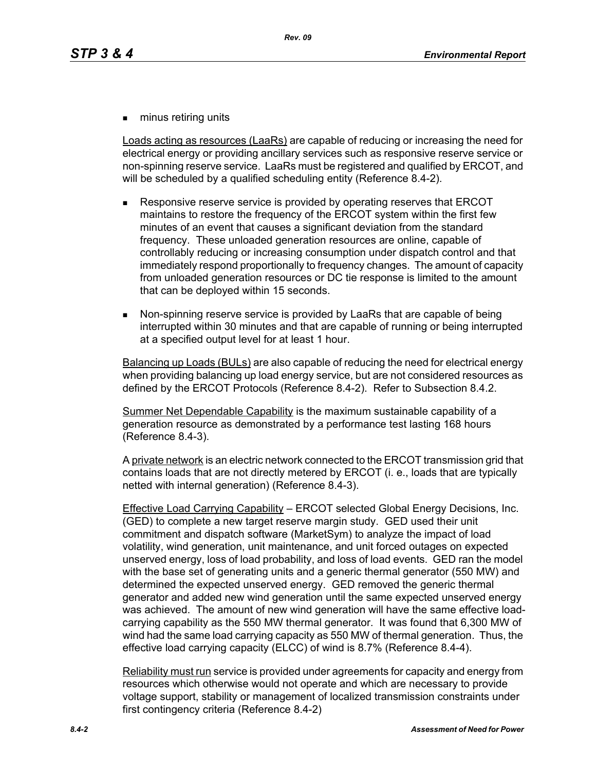- minus retiring units

Loads acting as resources (LaaRs) are capable of reducing or increasing the need for electrical energy or providing ancillary services such as responsive reserve service or non-spinning reserve service. LaaRs must be registered and qualified by ERCOT, and will be scheduled by a qualified scheduling entity (Reference 8.4-2).

- Responsive reserve service is provided by operating reserves that ERCOT maintains to restore the frequency of the ERCOT system within the first few minutes of an event that causes a significant deviation from the standard frequency. These unloaded generation resources are online, capable of controllably reducing or increasing consumption under dispatch control and that immediately respond proportionally to frequency changes. The amount of capacity from unloaded generation resources or DC tie response is limited to the amount that can be deployed within 15 seconds.
- Non-spinning reserve service is provided by LaaRs that are capable of being interrupted within 30 minutes and that are capable of running or being interrupted at a specified output level for at least 1 hour.

Balancing up Loads (BULs) are also capable of reducing the need for electrical energy when providing balancing up load energy service, but are not considered resources as defined by the ERCOT Protocols (Reference 8.4-2). Refer to Subsection 8.4.2.

Summer Net Dependable Capability is the maximum sustainable capability of a generation resource as demonstrated by a performance test lasting 168 hours (Reference 8.4-3).

A private network is an electric network connected to the ERCOT transmission grid that contains loads that are not directly metered by ERCOT (i. e., loads that are typically netted with internal generation) (Reference 8.4-3).

Effective Load Carrying Capability – ERCOT selected Global Energy Decisions, Inc. (GED) to complete a new target reserve margin study. GED used their unit commitment and dispatch software (MarketSym) to analyze the impact of load volatility, wind generation, unit maintenance, and unit forced outages on expected unserved energy, loss of load probability, and loss of load events. GED ran the model with the base set of generating units and a generic thermal generator (550 MW) and determined the expected unserved energy. GED removed the generic thermal generator and added new wind generation until the same expected unserved energy was achieved. The amount of new wind generation will have the same effective load-carrying capability as the 550 MW thermal generator. It was found that 6,300 MW of wind had the same load carrying capacity as 550 MW of thermal generation. Thus, the effective load carrying capacity (ELCC) of wind is 8.7% (Reference 8.4-4).

Reliability must run service is provided under agreements for capacity and energy from resources which otherwise would not operate and which are necessary to provide voltage support, stability or management of localized transmission constraints under first contingency criteria (Reference 8.4-2)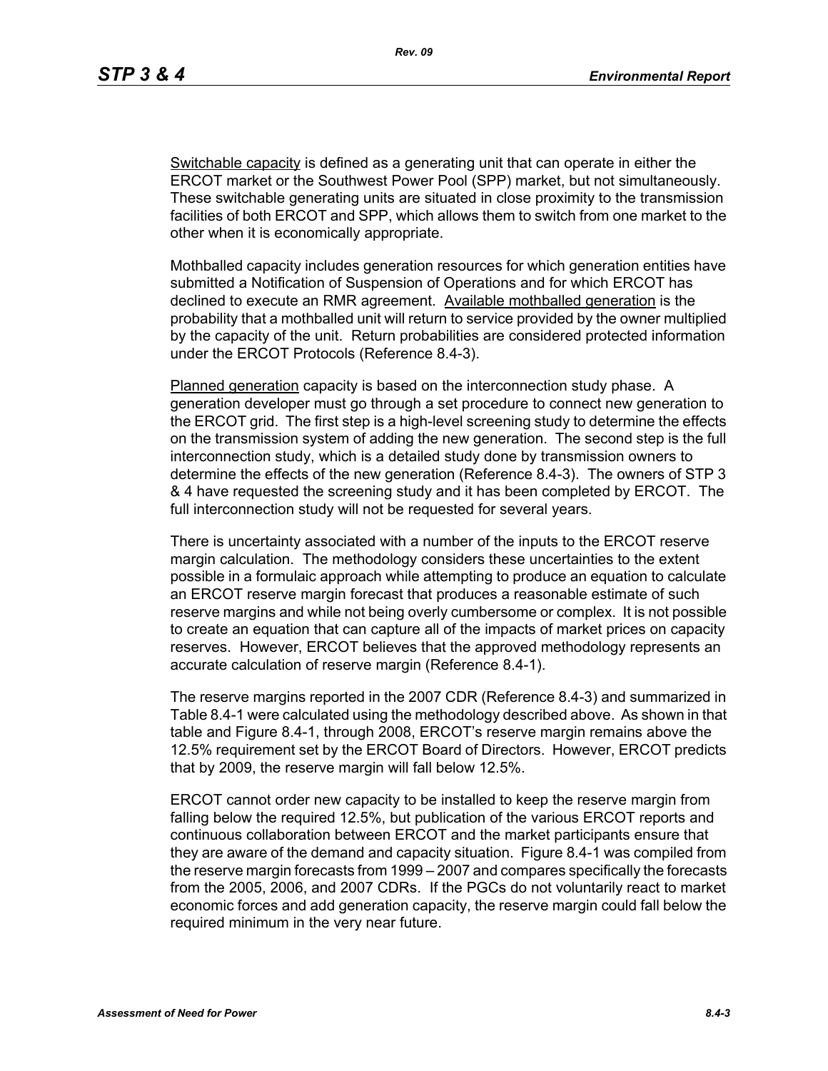Switchable capacity is defined as a generating unit that can operate in either the ERCOT market or the Southwest Power Pool (SPP) market, but not simultaneously. These switchable generating units are situated in close proximity to the transmission facilities of both ERCOT and SPP, which allows them to switch from one market to the other when it is economically appropriate.

Mothballed capacity includes generation resources for which generation entities have submitted a Notification of Suspension of Operations and for which ERCOT has declined to execute an RMR agreement. Available mothballed generation is the probability that a mothballed unit will return to service provided by the owner multiplied by the capacity of the unit. Return probabilities are considered protected information under the ERCOT Protocols (Reference 8.4-3).

Planned generation capacity is based on the interconnection study phase. A generation developer must go through a set procedure to connect new generation to the ERCOT grid. The first step is a high-level screening study to determine the effects on the transmission system of adding the new generation. The second step is the full interconnection study, which is a detailed study done by transmission owners to determine the effects of the new generation (Reference 8.4-3). The owners of STP 3 & 4 have requested the screening study and it has been completed by ERCOT. The full interconnection study will not be requested for several years.

There is uncertainty associated with a number of the inputs to the ERCOT reserve margin calculation. The methodology considers these uncertainties to the extent possible in a formulaic approach while attempting to produce an equation to calculate an ERCOT reserve margin forecast that produces a reasonable estimate of such reserve margins and while not being overly cumbersome or complex. It is not possible to create an equation that can capture all of the impacts of market prices on capacity reserves. However, ERCOT believes that the approved methodology represents an accurate calculation of reserve margin (Reference 8.4-1).

The reserve margins reported in the 2007 CDR (Reference 8.4-3) and summarized in Table 8.4-1 were calculated using the methodology described above. As shown in that table and Figure 8.4-1, through 2008, ERCOT's reserve margin remains above the 12.5% requirement set by the ERCOT Board of Directors. However, ERCOT predicts that by 2009, the reserve margin will fall below 12.5%.

ERCOT cannot order new capacity to be installed to keep the reserve margin from falling below the required 12.5%, but publication of the various ERCOT reports and continuous collaboration between ERCOT and the market participants ensure that they are aware of the demand and capacity situation. Figure 8.4-1 was compiled from the reserve margin forecasts from 1999 – 2007 and compares specifically the forecasts from the 2005, 2006, and 2007 CDRs. If the PGCs do not voluntarily react to market economic forces and add generation capacity, the reserve margin could fall below the required minimum in the very near future.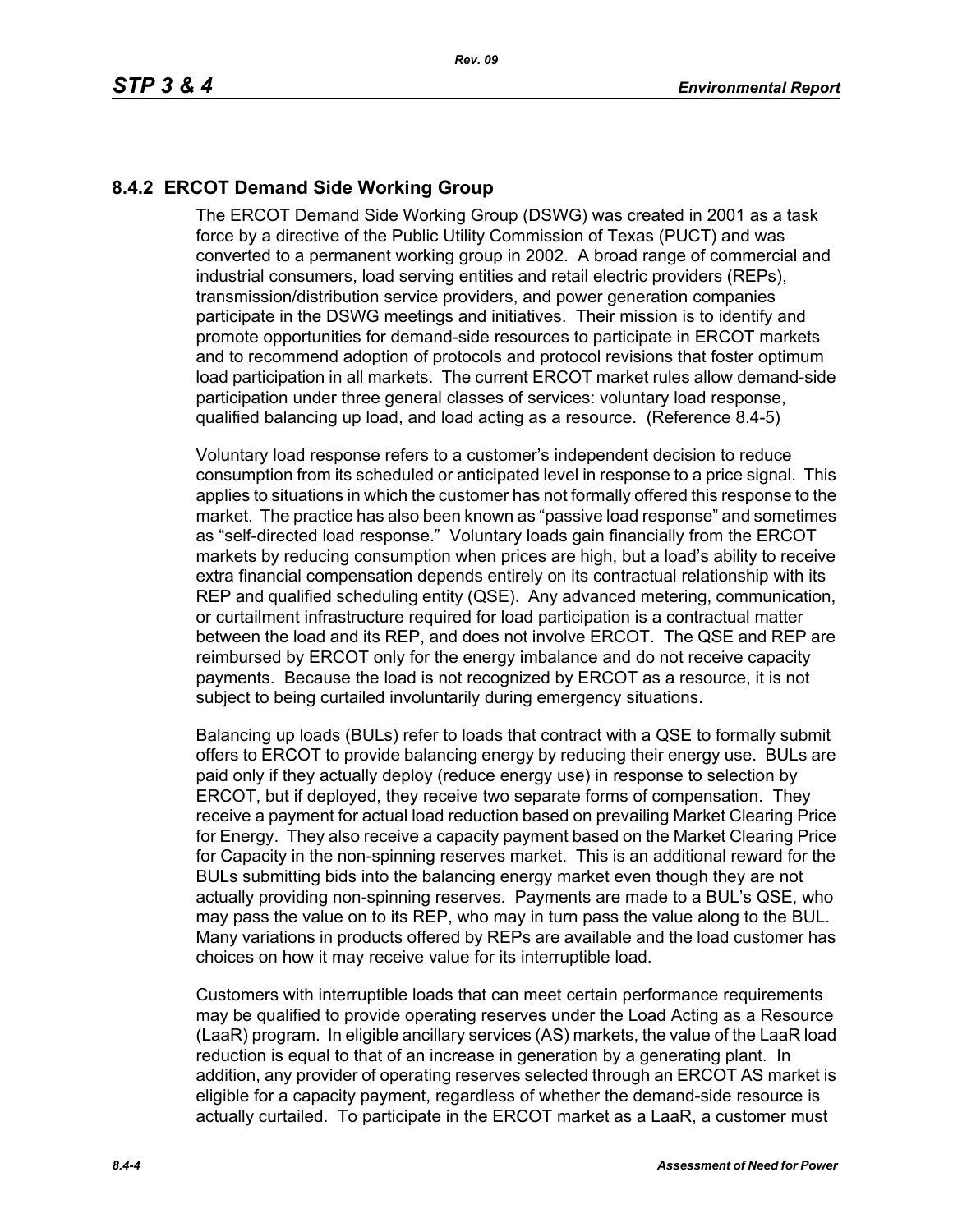## 8.4.2 ERCOT Demand Side Working Group

The ERCOT Demand Side Working Group (DSWG) was created in 2001 as a task force by a directive of the Public Utility Commission of Texas (PUCT) and was converted to a permanent working group in 2002. A broad range of commercial and industrial consumers, load serving entities and retail electric providers (REPs), transmission/distribution service providers, and power generation companies participate in the DSWG meetings and initiatives. Their mission is to identify and promote opportunities for demand-side resources to participate in ERCOT markets and to recommend adoption of protocols and protocol revisions that foster optimum load participation in all markets. The current ERCOT market rules allow demand-side participation under three general classes of services: voluntary load response, qualified balancing up load, and load acting as a resource. (Reference 8.4-5)

Voluntary load response refers to a customer's independent decision to reduce consumption from its scheduled or anticipated level in response to a price signal. This applies to situations in which the customer has not formally offered this response to the market. The practice has also been known as "passive load response" and sometimes as "self-directed load response." Voluntary loads gain financially from the ERCOT markets by reducing consumption when prices are high, but a load's ability to receive extra financial compensation depends entirely on its contractual relationship with its REP and qualified scheduling entity (QSE). Any advanced metering, communication, or curtailment infrastructure required for load participation is a contractual matter between the load and its REP, and does not involve ERCOT. The QSE and REP are reimbursed by ERCOT only for the energy imbalance and do not receive capacity payments. Because the load is not recognized by ERCOT as a resource, it is not subject to being curtailed involuntarily during emergency situations.

Balancing up loads (BULs) refer to loads that contract with a QSE to formally submit offers to ERCOT to provide balancing energy by reducing their energy use. BULs are paid only if they actually deploy (reduce energy use) in response to selection by ERCOT, but if deployed, they receive two separate forms of compensation. They receive a payment for actual load reduction based on prevailing Market Clearing Price for Energy. They also receive a capacity payment based on the Market Clearing Price for Capacity in the non-spinning reserves market. This is an additional reward for the BULs submitting bids into the balancing energy market even though they are not actually providing non-spinning reserves. Payments are made to a BUL's QSE, who may pass the value on to its REP, who may in turn pass the value along to the BUL. Many variations in products offered by REPs are available and the load customer has choices on how it may receive value for its interruptible load.

Customers with interruptible loads that can meet certain performance requirements may be qualified to provide operating reserves under the Load Acting as a Resource (LaaR) program. In eligible ancillary services (AS) markets, the value of the LaaR load reduction is equal to that of an increase in generation by a generating plant. In addition, any provider of operating reserves selected through an ERCOT AS market is eligible for a capacity payment, regardless of whether the demand-side resource is actually curtailed. To participate in the ERCOT market as a LaaR, a customer must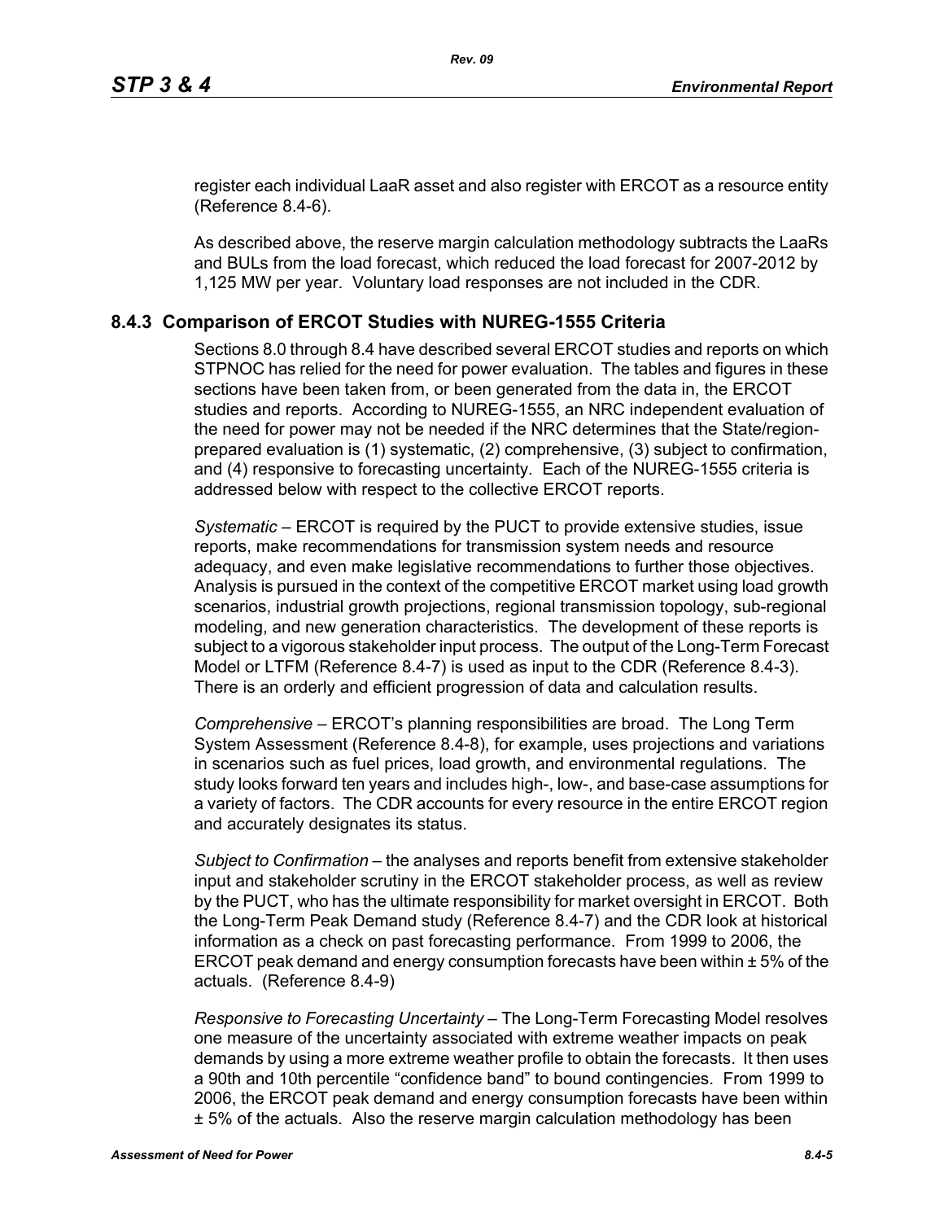register each individual LaaR asset and also register with ERCOT as a resource entity (Reference 8.4-6).

As described above, the reserve margin calculation methodology subtracts the LaaRs and BULs from the load forecast, which reduced the load forecast for 2007-2012 by 1,125 MW per year. Voluntary load responses are not included in the CDR.

## 8.4.3 Comparison of ERCOT Studies with NUREG-1555 Criteria

Sections 8.0 through 8.4 have described several ERCOT studies and reports on which STPNOC has relied for the need for power evaluation. The tables and figures in these sections have been taken from, or been generated from the data in, the ERCOT studies and reports. According to NUREG-1555, an NRC independent evaluation of the need for power may not be needed if the NRC determines that the State/region-prepared evaluation is (1) systematic, (2) comprehensive, (3) subject to confirmation, and (4) responsive to forecasting uncertainty. Each of the NUREG-1555 criteria is addressed below with respect to the collective ERCOT reports.

*Systematic* – ERCOT is required by the PUCT to provide extensive studies, issue reports, make recommendations for transmission system needs and resource adequacy, and even make legislative recommendations to further those objectives. Analysis is pursued in the context of the competitive ERCOT market using load growth scenarios, industrial growth projections, regional transmission topology, sub-regional modeling, and new generation characteristics. The development of these reports is subject to a vigorous stakeholder input process. The output of the Long-Term Forecast Model or LTFM (Reference 8.4-7) is used as input to the CDR (Reference 8.4-3). There is an orderly and efficient progression of data and calculation results.

*Comprehensive* – ERCOT's planning responsibilities are broad. The Long Term System Assessment (Reference 8.4-8), for example, uses projections and variations in scenarios such as fuel prices, load growth, and environmental regulations. The study looks forward ten years and includes high-, low-, and base-case assumptions for a variety of factors. The CDR accounts for every resource in the entire ERCOT region and accurately designates its status.

*Subject to Confirmation* – the analyses and reports benefit from extensive stakeholder input and stakeholder scrutiny in the ERCOT stakeholder process, as well as review by the PUCT, who has the ultimate responsibility for market oversight in ERCOT. Both the Long-Term Peak Demand study (Reference 8.4-7) and the CDR look at historical information as a check on past forecasting performance. From 1999 to 2006, the ERCOT peak demand and energy consumption forecasts have been within ± 5% of the actuals. (Reference 8.4-9)

*Responsive to Forecasting Uncertainty* – The Long-Term Forecasting Model resolves one measure of the uncertainty associated with extreme weather impacts on peak demands by using a more extreme weather profile to obtain the forecasts. It then uses a 90th and 10th percentile "confidence band" to bound contingencies. From 1999 to 2006, the ERCOT peak demand and energy consumption forecasts have been within ± 5% of the actuals. Also the reserve margin calculation methodology has been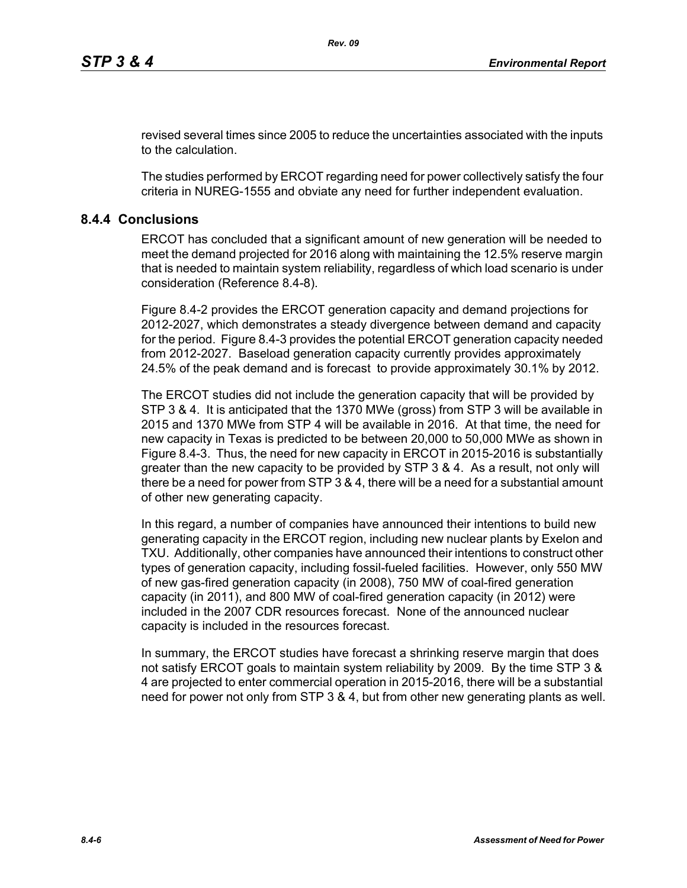revised several times since 2005 to reduce the uncertainties associated with the inputs to the calculation.

The studies performed by ERCOT regarding need for power collectively satisfy the four criteria in NUREG-1555 and obviate any need for further independent evaluation.

## 8.4.4 Conclusions

ERCOT has concluded that a significant amount of new generation will be needed to meet the demand projected for 2016 along with maintaining the 12.5% reserve margin that is needed to maintain system reliability, regardless of which load scenario is under consideration (Reference 8.4-8).

Figure 8.4-2 provides the ERCOT generation capacity and demand projections for 2012-2027, which demonstrates a steady divergence between demand and capacity for the period. Figure 8.4-3 provides the potential ERCOT generation capacity needed from 2012-2027. Baseload generation capacity currently provides approximately 24.5% of the peak demand and is forecast to provide approximately 30.1% by 2012.

The ERCOT studies did not include the generation capacity that will be provided by STP 3 & 4. It is anticipated that the 1370 MWe (gross) from STP 3 will be available in 2015 and 1370 MWe from STP 4 will be available in 2016. At that time, the need for new capacity in Texas is predicted to be between 20,000 to 50,000 MWe as shown in Figure 8.4-3. Thus, the need for new capacity in ERCOT in 2015-2016 is substantially greater than the new capacity to be provided by STP 3 & 4. As a result, not only will there be a need for power from STP 3 & 4, there will be a need for a substantial amount of other new generating capacity.

In this regard, a number of companies have announced their intentions to build new generating capacity in the ERCOT region, including new nuclear plants by Exelon and TXU. Additionally, other companies have announced their intentions to construct other types of generation capacity, including fossil-fueled facilities. However, only 550 MW of new gas-fired generation capacity (in 2008), 750 MW of coal-fired generation capacity (in 2011), and 800 MW of coal-fired generation capacity (in 2012) were included in the 2007 CDR resources forecast. None of the announced nuclear capacity is included in the resources forecast.

In summary, the ERCOT studies have forecast a shrinking reserve margin that does not satisfy ERCOT goals to maintain system reliability by 2009. By the time STP 3 & 4 are projected to enter commercial operation in 2015-2016, there will be a substantial need for power not only from STP 3 & 4, but from other new generating plants as well.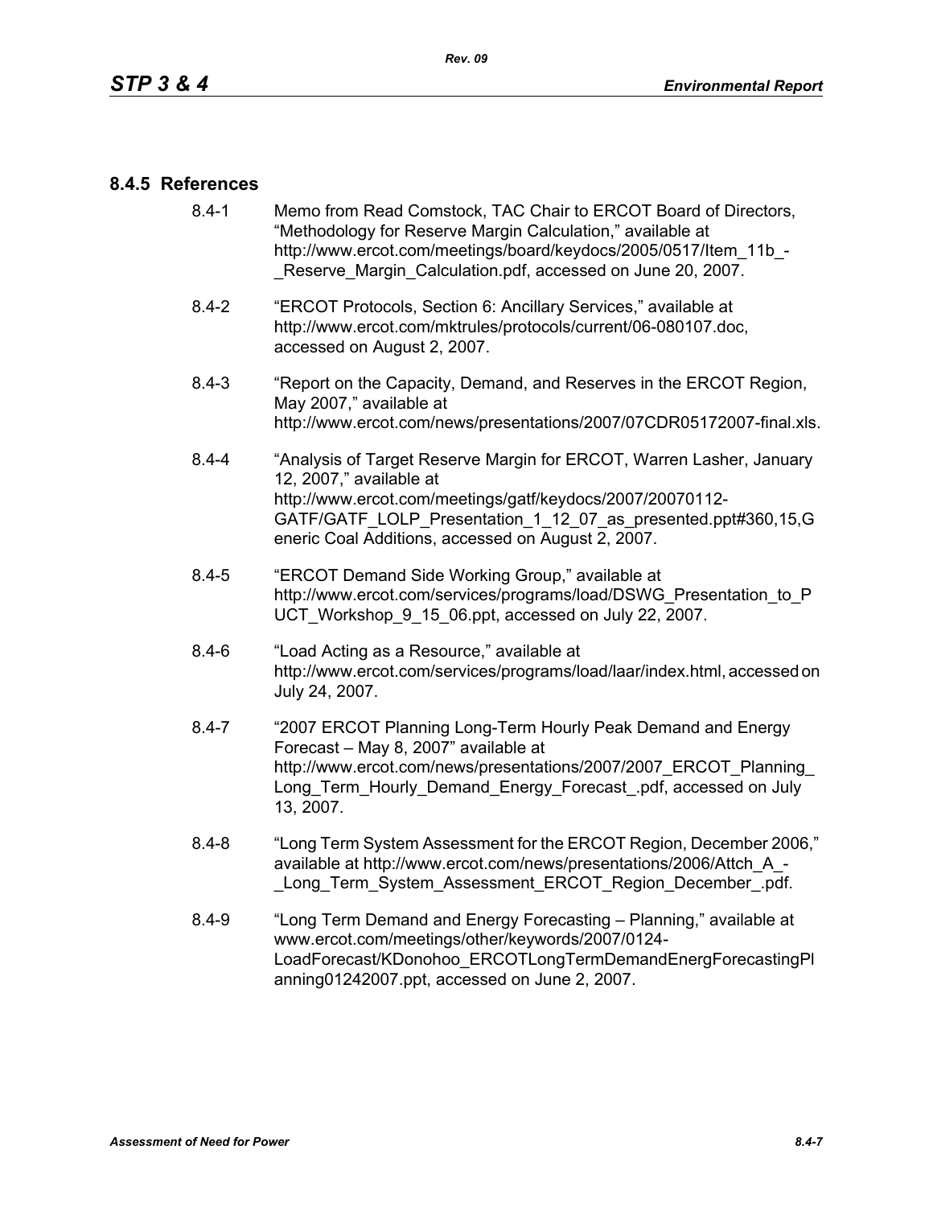### 8.4.5 References

8.4-1 Memo from Read Comstock, TAC Chair to ERCOT Board of Directors, "Methodology for Reserve Margin Calculation," available at http://www.ercot.com/meetings/board/keydocs/2005/0517/Item_11b_-_Reserve_Margin_Calculation.pdf, accessed on June 20, 2007.

8.4-2 "ERCOT Protocols, Section 6: Ancillary Services," available at http://www.ercot.com/mktrules/protocols/current/06-080107.doc, accessed on August 2, 2007.

8.4-3 "Report on the Capacity, Demand, and Reserves in the ERCOT Region, May 2007," available at http://www.ercot.com/news/presentations/2007/07CDR05172007-final.xls.

8.4-4 "Analysis of Target Reserve Margin for ERCOT, Warren Lasher, January 12, 2007," available at http://www.ercot.com/meetings/gatf/keydocs/2007/20070112-GATF/GATF_LOLP_Presentation_1_12_07_as_presented.ppt#360,15,Generic Coal Additions, accessed on August 2, 2007.

8.4-5 "ERCOT Demand Side Working Group," available at http://www.ercot.com/services/programs/load/DSWG_Presentation_to_PUCT_Workshop_9_15_06.ppt, accessed on July 22, 2007.

8.4-6 "Load Acting as a Resource," available at http://www.ercot.com/services/programs/load/laar/index.html, accessed on July 24, 2007.

8.4-7 "2007 ERCOT Planning Long-Term Hourly Peak Demand and Energy Forecast – May 8, 2007" available at http://www.ercot.com/news/presentations/2007/2007_ERCOT_Planning_Long_Term_Hourly_Demand_Energy_Forecast_.pdf, accessed on July 13, 2007.

8.4-8 "Long Term System Assessment for the ERCOT Region, December 2006," available at http://www.ercot.com/news/presentations/2006/Attch_A_-_Long_Term_System_Assessment_ERCOT_Region_December_.pdf.

8.4-9 "Long Term Demand and Energy Forecasting – Planning," available at www.ercot.com/meetings/other/keywords/2007/0124-LoadForecast/KDonohoo_ERCOTLongTermDemandEnergForecastingPlanning01242007.ppt, accessed on June 2, 2007.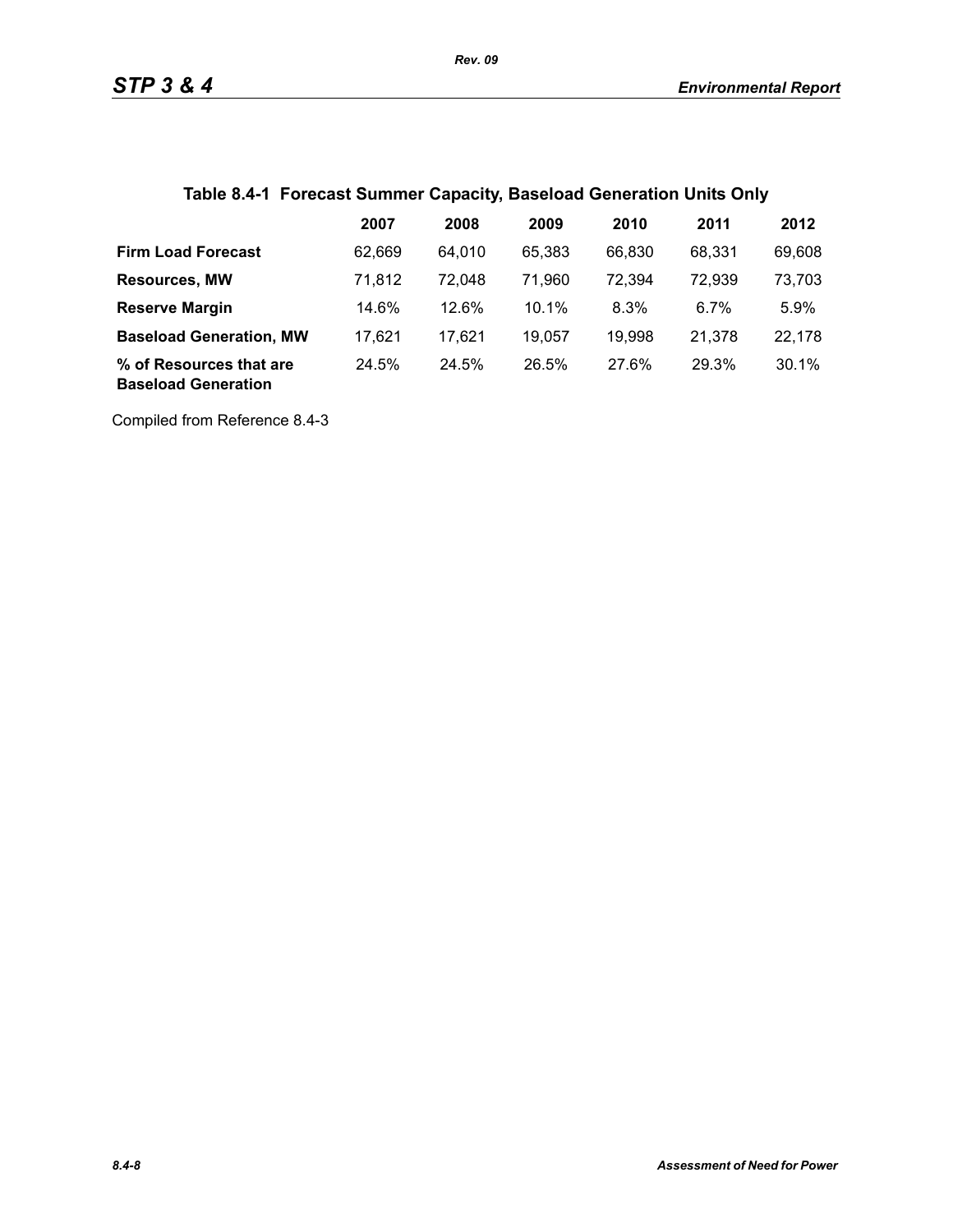**Table 8.4-1 Forecast Summer Capacity, Baseload Generation Units Only**

| | 2007 | 2008 | 2009 | 2010 | 2011 | 2012 |
|---|---|---|---|---|---|---|
| **Firm Load Forecast** | 62,669 | 64,010 | 65,383 | 66,830 | 68,331 | 69,608 |
| **Resources, MW** | 71,812 | 72,048 | 71,960 | 72,394 | 72,939 | 73,703 |
| **Reserve Margin** | 14.6% | 12.6% | 10.1% | 8.3% | 6.7% | 5.9% |
| **Baseload Generation, MW** | 17,621 | 17,621 | 19,057 | 19,998 | 21,378 | 22,178 |
| **% of Resources that are Baseload Generation** | 24.5% | 24.5% | 26.5% | 27.6% | 29.3% | 30.1% |

Compiled from Reference 8.4-3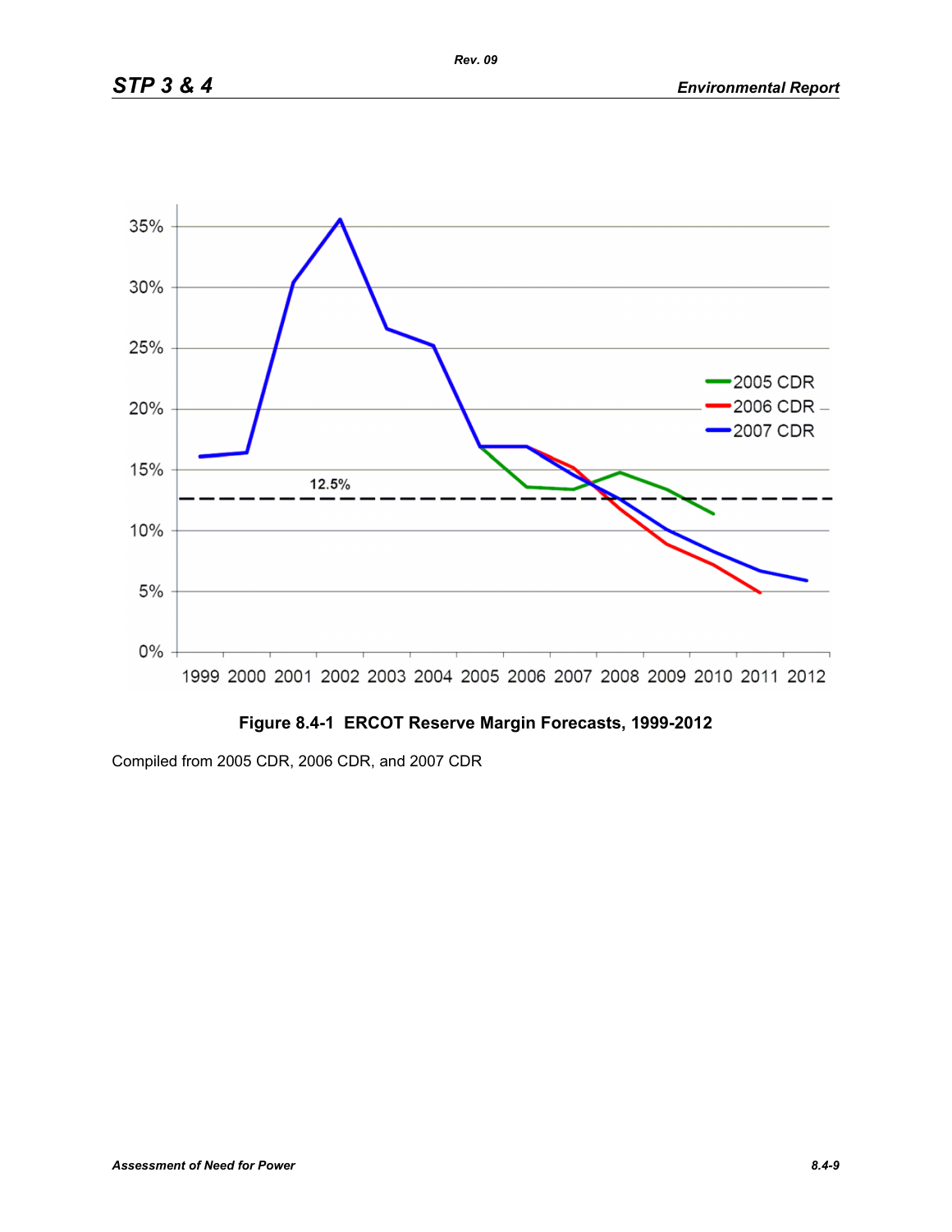35%
30%
25%
20%
15%
10%
5%
0%

12.5%

2005 CDR
2006 CDR
2007 CDR

1999 2000 2001 2002 2003 2004 2005 2006 2007 2008 2009 2010 2011 2012

**Figure 8.4-1 ERCOT Reserve Margin Forecasts, 1999-2012**

Compiled from 2005 CDR, 2006 CDR, and 2007 CDR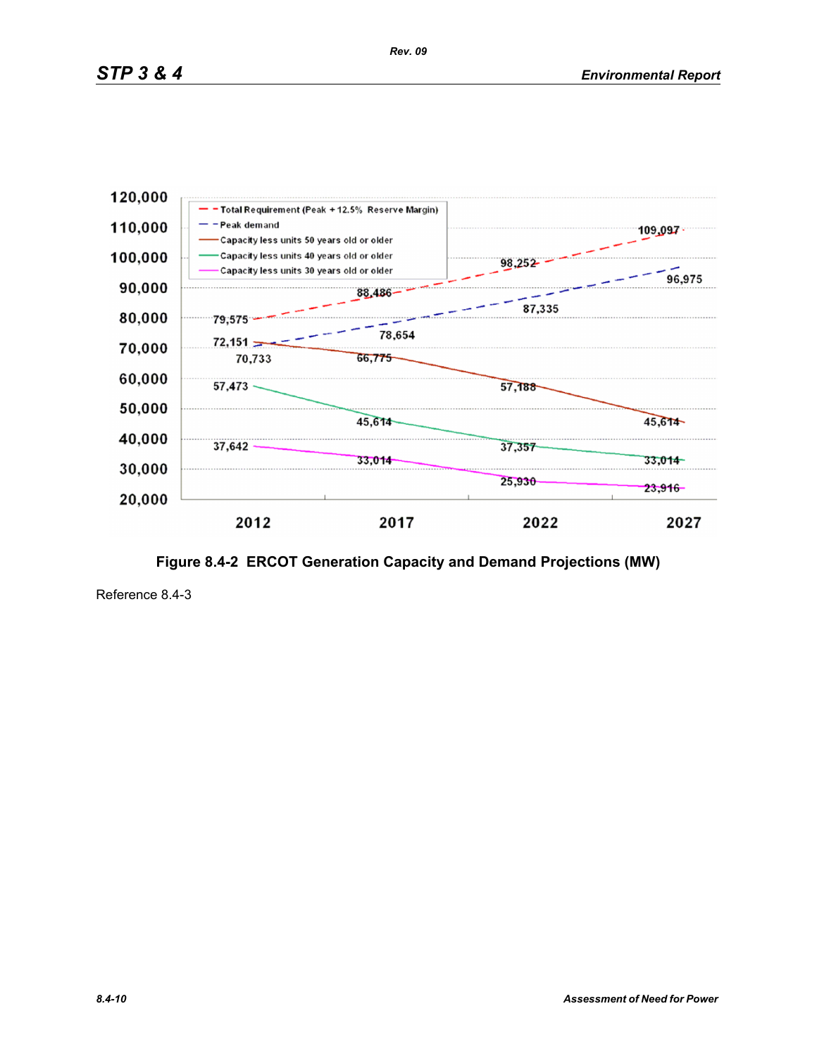120,000
110,000
100,000
90,000
80,000
70,000
60,000
50,000
40,000
30,000
20,000

Total Requirement (Peak + 12.5% Reserve Margin)
Peak demand
Capacity less units 50 years old or older
Capacity less units 40 years old or older
Capacity less units 30 years old or older

79,575
88,486
98,252
109,097

70,733
78,654
87,335
96,975

72,151
66,775
57,188
45,614

57,473
45,614
37,357
33,014

37,642
33,014
25,930
23,916

2012
2017
2022
2027

**Figure 8.4-2 ERCOT Generation Capacity and Demand Projections (MW)**

Reference 8.4-3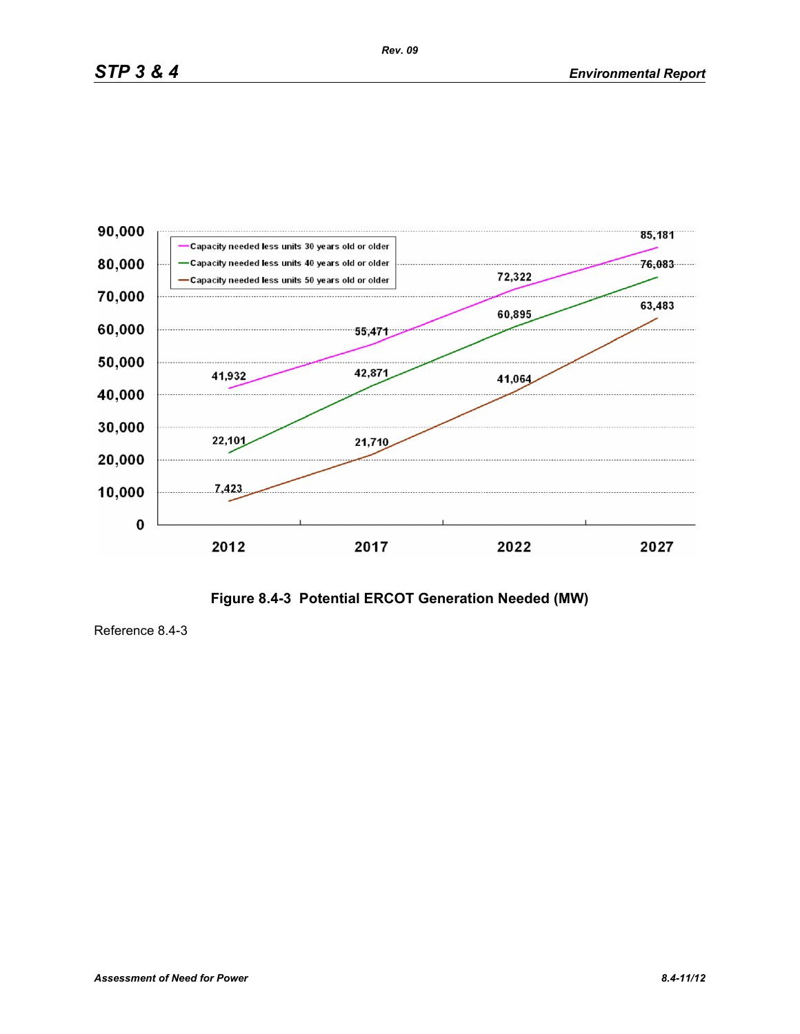90,000
80,000
70,000
60,000
50,000
40,000
30,000
20,000
10,000
0

Capacity needed less units 30 years old or older
Capacity needed less units 40 years old or older
Capacity needed less units 50 years old or older

41,932
55,471
72,322
85,181

22,101
42,871
60,895
76,083

7,423
21,710
41,064
63,483

2012
2017
2022
2027

**Figure 8.4-3 Potential ERCOT Generation Needed (MW)**

Reference 8.4-3